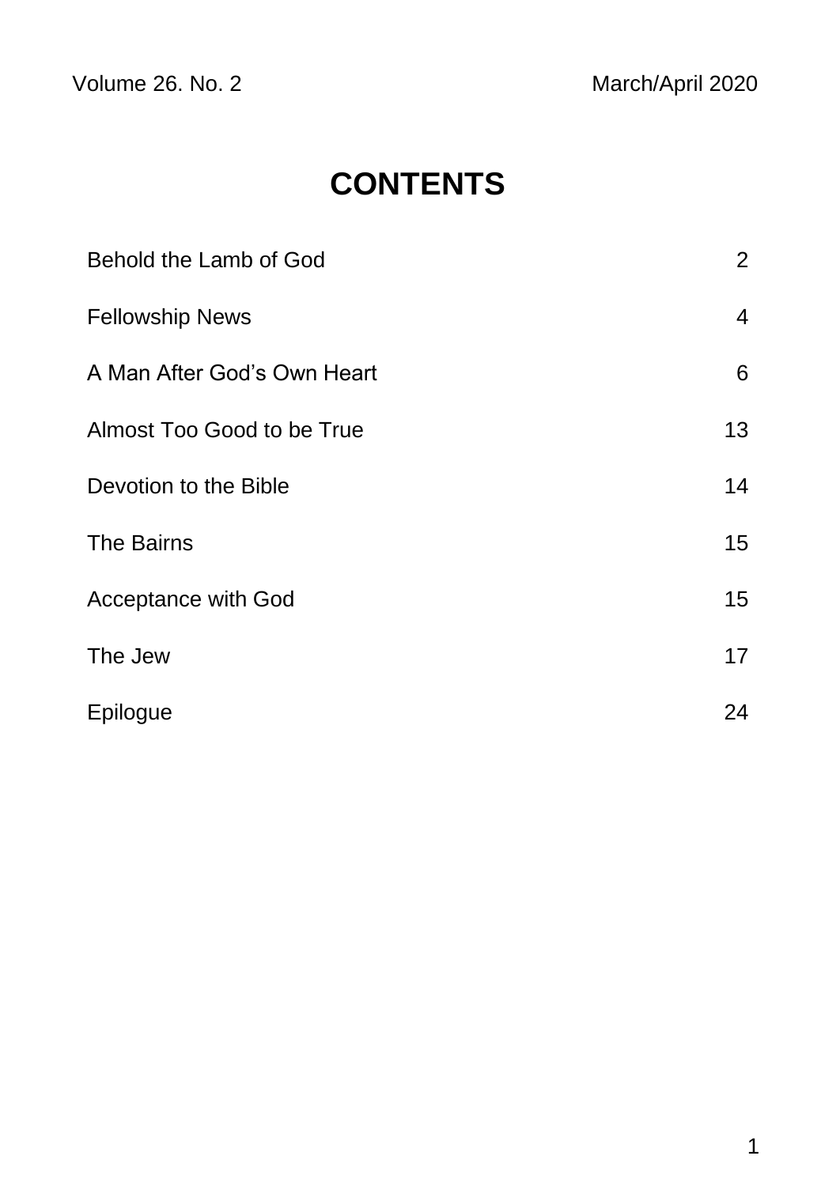Volume 26. No. 2 March/April 2020

# CONTENTS

| | |
|---|---|
| Behold the Lamb of God | 2 |
| Fellowship News | 4 |
| A Man After God's Own Heart | 6 |
| Almost Too Good to be True | 13 |
| Devotion to the Bible | 14 |
| The Bairns | 15 |
| Acceptance with God | 15 |
| The Jew | 17 |
| Epilogue | 24 |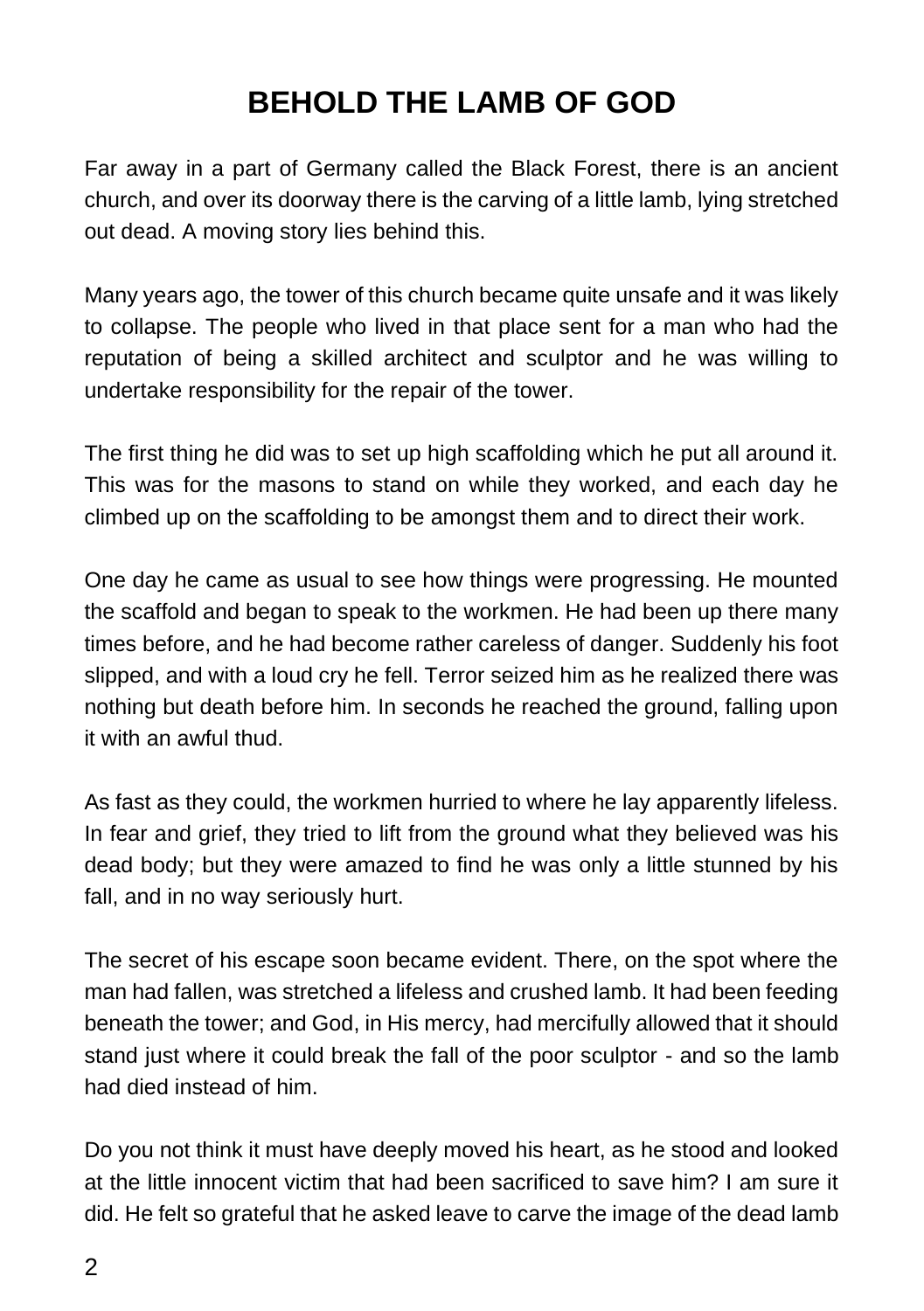# BEHOLD THE LAMB OF GOD

Far away in a part of Germany called the Black Forest, there is an ancient church, and over its doorway there is the carving of a little lamb, lying stretched out dead. A moving story lies behind this.

Many years ago, the tower of this church became quite unsafe and it was likely to collapse. The people who lived in that place sent for a man who had the reputation of being a skilled architect and sculptor and he was willing to undertake responsibility for the repair of the tower.

The first thing he did was to set up high scaffolding which he put all around it. This was for the masons to stand on while they worked, and each day he climbed up on the scaffolding to be amongst them and to direct their work.

One day he came as usual to see how things were progressing. He mounted the scaffold and began to speak to the workmen. He had been up there many times before, and he had become rather careless of danger. Suddenly his foot slipped, and with a loud cry he fell. Terror seized him as he realized there was nothing but death before him. In seconds he reached the ground, falling upon it with an awful thud.

As fast as they could, the workmen hurried to where he lay apparently lifeless. In fear and grief, they tried to lift from the ground what they believed was his dead body; but they were amazed to find he was only a little stunned by his fall, and in no way seriously hurt.

The secret of his escape soon became evident. There, on the spot where the man had fallen, was stretched a lifeless and crushed lamb. It had been feeding beneath the tower; and God, in His mercy, had mercifully allowed that it should stand just where it could break the fall of the poor sculptor - and so the lamb had died instead of him.

Do you not think it must have deeply moved his heart, as he stood and looked at the little innocent victim that had been sacrificed to save him? I am sure it did. He felt so grateful that he asked leave to carve the image of the dead lamb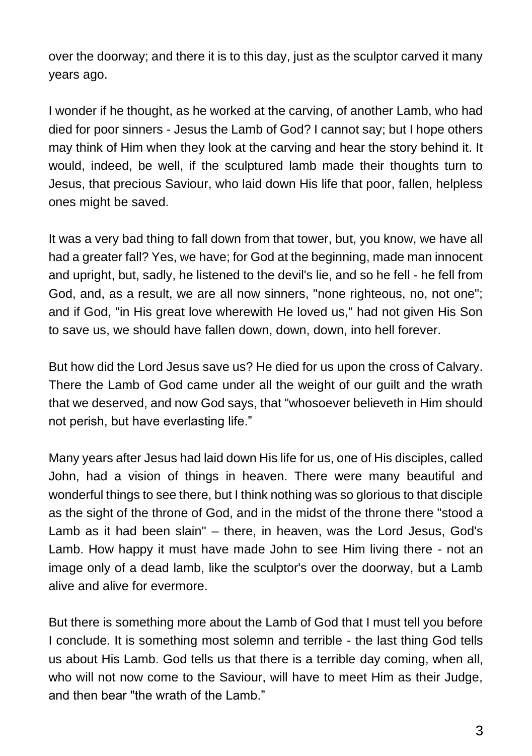over the doorway; and there it is to this day, just as the sculptor carved it many years ago.

I wonder if he thought, as he worked at the carving, of another Lamb, who had died for poor sinners - Jesus the Lamb of God? I cannot say; but I hope others may think of Him when they look at the carving and hear the story behind it. It would, indeed, be well, if the sculptured lamb made their thoughts turn to Jesus, that precious Saviour, who laid down His life that poor, fallen, helpless ones might be saved.

It was a very bad thing to fall down from that tower, but, you know, we have all had a greater fall? Yes, we have; for God at the beginning, made man innocent and upright, but, sadly, he listened to the devil's lie, and so he fell - he fell from God, and, as a result, we are all now sinners, "none righteous, no, not one"; and if God, "in His great love wherewith He loved us," had not given His Son to save us, we should have fallen down, down, down, into hell forever.

But how did the Lord Jesus save us? He died for us upon the cross of Calvary. There the Lamb of God came under all the weight of our guilt and the wrath that we deserved, and now God says, that "whosoever believeth in Him should not perish, but have everlasting life."

Many years after Jesus had laid down His life for us, one of His disciples, called John, had a vision of things in heaven. There were many beautiful and wonderful things to see there, but I think nothing was so glorious to that disciple as the sight of the throne of God, and in the midst of the throne there "stood a Lamb as it had been slain" – there, in heaven, was the Lord Jesus, God's Lamb. How happy it must have made John to see Him living there - not an image only of a dead lamb, like the sculptor's over the doorway, but a Lamb alive and alive for evermore.

But there is something more about the Lamb of God that I must tell you before I conclude. It is something most solemn and terrible - the last thing God tells us about His Lamb. God tells us that there is a terrible day coming, when all, who will not now come to the Saviour, will have to meet Him as their Judge, and then bear "the wrath of the Lamb."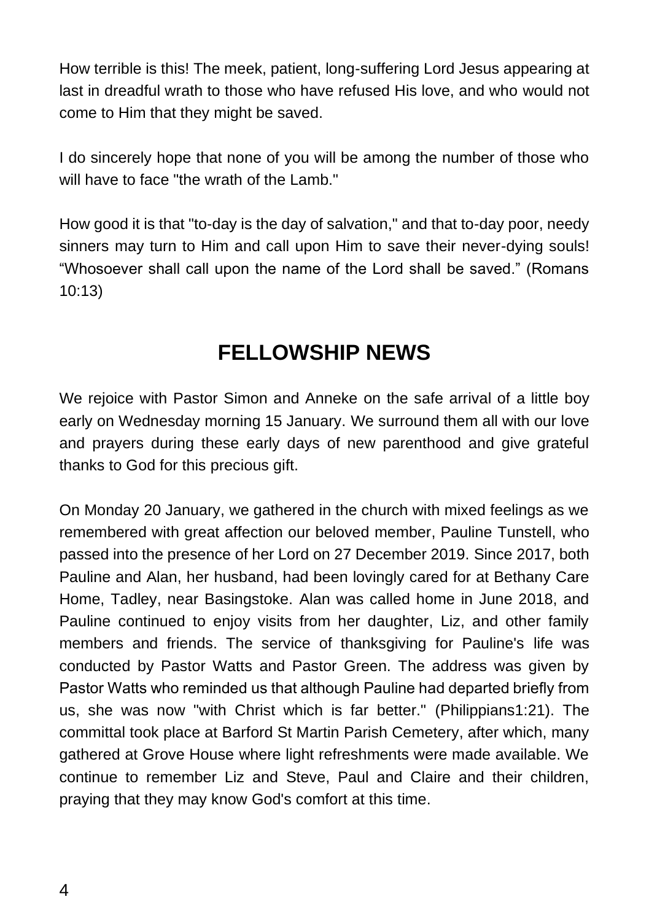How terrible is this! The meek, patient, long-suffering Lord Jesus appearing at last in dreadful wrath to those who have refused His love, and who would not come to Him that they might be saved.

I do sincerely hope that none of you will be among the number of those who will have to face "the wrath of the Lamb."

How good it is that "to-day is the day of salvation," and that to-day poor, needy sinners may turn to Him and call upon Him to save their never-dying souls! “Whosoever shall call upon the name of the Lord shall be saved.” (Romans 10:13)

## FELLOWSHIP NEWS

We rejoice with Pastor Simon and Anneke on the safe arrival of a little boy early on Wednesday morning 15 January. We surround them all with our love and prayers during these early days of new parenthood and give grateful thanks to God for this precious gift.

On Monday 20 January, we gathered in the church with mixed feelings as we remembered with great affection our beloved member, Pauline Tunstell, who passed into the presence of her Lord on 27 December 2019. Since 2017, both Pauline and Alan, her husband, had been lovingly cared for at Bethany Care Home, Tadley, near Basingstoke. Alan was called home in June 2018, and Pauline continued to enjoy visits from her daughter, Liz, and other family members and friends. The service of thanksgiving for Pauline's life was conducted by Pastor Watts and Pastor Green. The address was given by Pastor Watts who reminded us that although Pauline had departed briefly from us, she was now "with Christ which is far better." (Philippians1:21). The committal took place at Barford St Martin Parish Cemetery, after which, many gathered at Grove House where light refreshments were made available. We continue to remember Liz and Steve, Paul and Claire and their children, praying that they may know God's comfort at this time.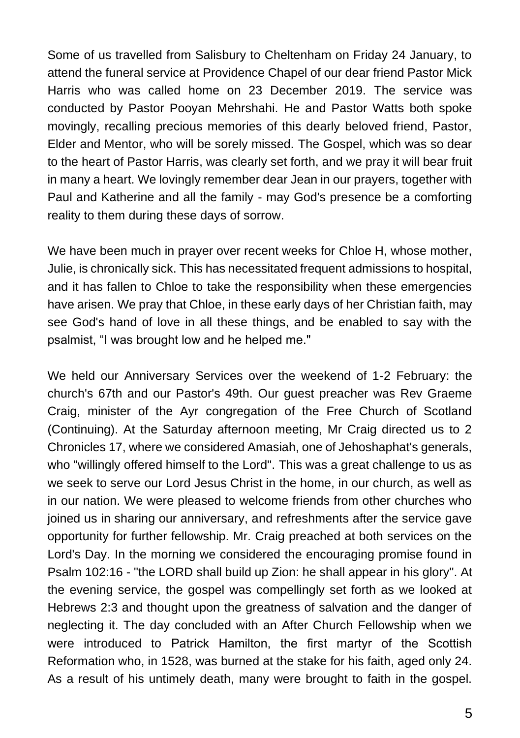Some of us travelled from Salisbury to Cheltenham on Friday 24 January, to attend the funeral service at Providence Chapel of our dear friend Pastor Mick Harris who was called home on 23 December 2019. The service was conducted by Pastor Pooyan Mehrshahi. He and Pastor Watts both spoke movingly, recalling precious memories of this dearly beloved friend, Pastor, Elder and Mentor, who will be sorely missed. The Gospel, which was so dear to the heart of Pastor Harris, was clearly set forth, and we pray it will bear fruit in many a heart. We lovingly remember dear Jean in our prayers, together with Paul and Katherine and all the family - may God's presence be a comforting reality to them during these days of sorrow.

We have been much in prayer over recent weeks for Chloe H, whose mother, Julie, is chronically sick. This has necessitated frequent admissions to hospital, and it has fallen to Chloe to take the responsibility when these emergencies have arisen. We pray that Chloe, in these early days of her Christian faith, may see God's hand of love in all these things, and be enabled to say with the psalmist, "I was brought low and he helped me."

We held our Anniversary Services over the weekend of 1-2 February: the church's 67th and our Pastor's 49th. Our guest preacher was Rev Graeme Craig, minister of the Ayr congregation of the Free Church of Scotland (Continuing). At the Saturday afternoon meeting, Mr Craig directed us to 2 Chronicles 17, where we considered Amasiah, one of Jehoshaphat's generals, who "willingly offered himself to the Lord". This was a great challenge to us as we seek to serve our Lord Jesus Christ in the home, in our church, as well as in our nation. We were pleased to welcome friends from other churches who joined us in sharing our anniversary, and refreshments after the service gave opportunity for further fellowship. Mr. Craig preached at both services on the Lord's Day. In the morning we considered the encouraging promise found in Psalm 102:16 - "the LORD shall build up Zion: he shall appear in his glory". At the evening service, the gospel was compellingly set forth as we looked at Hebrews 2:3 and thought upon the greatness of salvation and the danger of neglecting it. The day concluded with an After Church Fellowship when we were introduced to Patrick Hamilton, the first martyr of the Scottish Reformation who, in 1528, was burned at the stake for his faith, aged only 24. As a result of his untimely death, many were brought to faith in the gospel.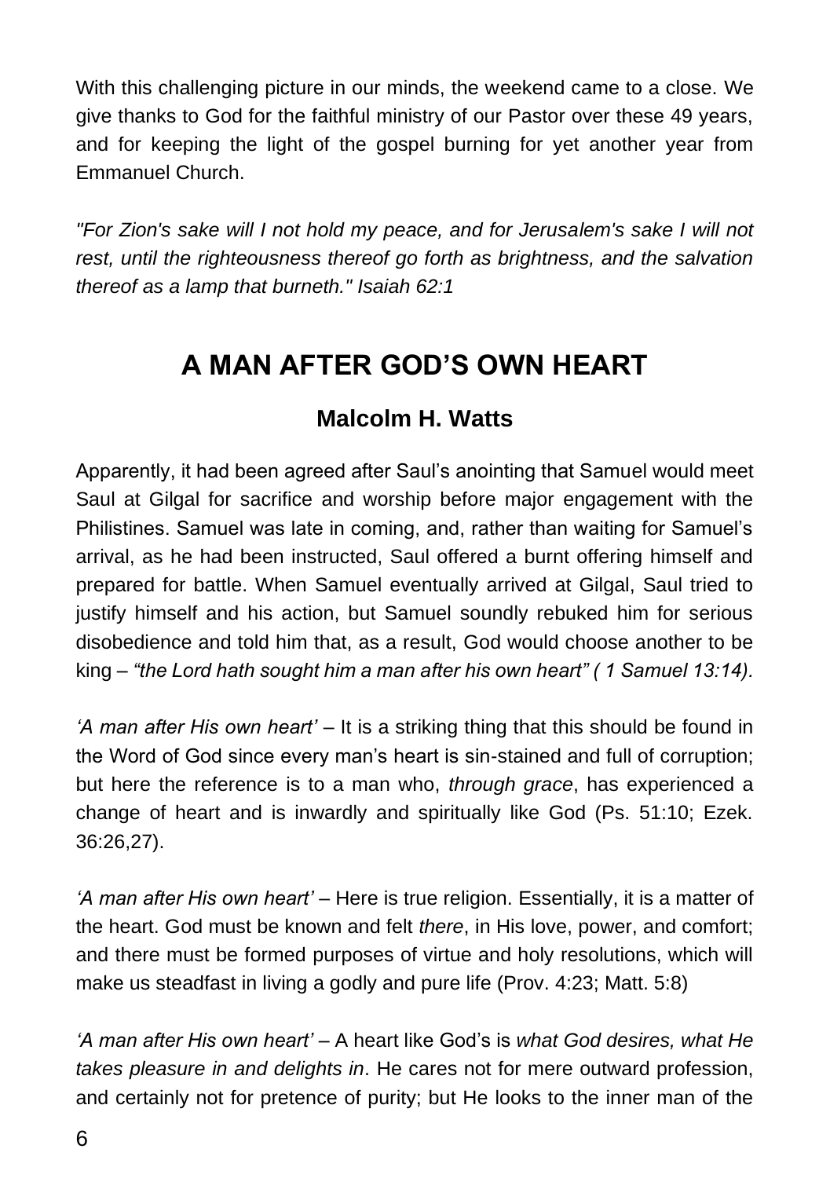With this challenging picture in our minds, the weekend came to a close. We give thanks to God for the faithful ministry of our Pastor over these 49 years, and for keeping the light of the gospel burning for yet another year from Emmanuel Church.

*"For Zion's sake will I not hold my peace, and for Jerusalem's sake I will not rest, until the righteousness thereof go forth as brightness, and the salvation thereof as a lamp that burneth." Isaiah 62:1*

# A MAN AFTER GOD'S OWN HEART

### Malcolm H. Watts

Apparently, it had been agreed after Saul's anointing that Samuel would meet Saul at Gilgal for sacrifice and worship before major engagement with the Philistines. Samuel was late in coming, and, rather than waiting for Samuel's arrival, as he had been instructed, Saul offered a burnt offering himself and prepared for battle. When Samuel eventually arrived at Gilgal, Saul tried to justify himself and his action, but Samuel soundly rebuked him for serious disobedience and told him that, as a result, God would choose another to be king – *"the Lord hath sought him a man after his own heart" ( 1 Samuel 13:14).*

*'A man after His own heart'* – It is a striking thing that this should be found in the Word of God since every man's heart is sin-stained and full of corruption; but here the reference is to a man who, *through grace*, has experienced a change of heart and is inwardly and spiritually like God (Ps. 51:10; Ezek. 36:26,27).

*'A man after His own heart'* – Here is true religion. Essentially, it is a matter of the heart. God must be known and felt *there*, in His love, power, and comfort; and there must be formed purposes of virtue and holy resolutions, which will make us steadfast in living a godly and pure life (Prov. 4:23; Matt. 5:8)

*'A man after His own heart'* – A heart like God's is *what God desires, what He takes pleasure in and delights in*. He cares not for mere outward profession, and certainly not for pretence of purity; but He looks to the inner man of the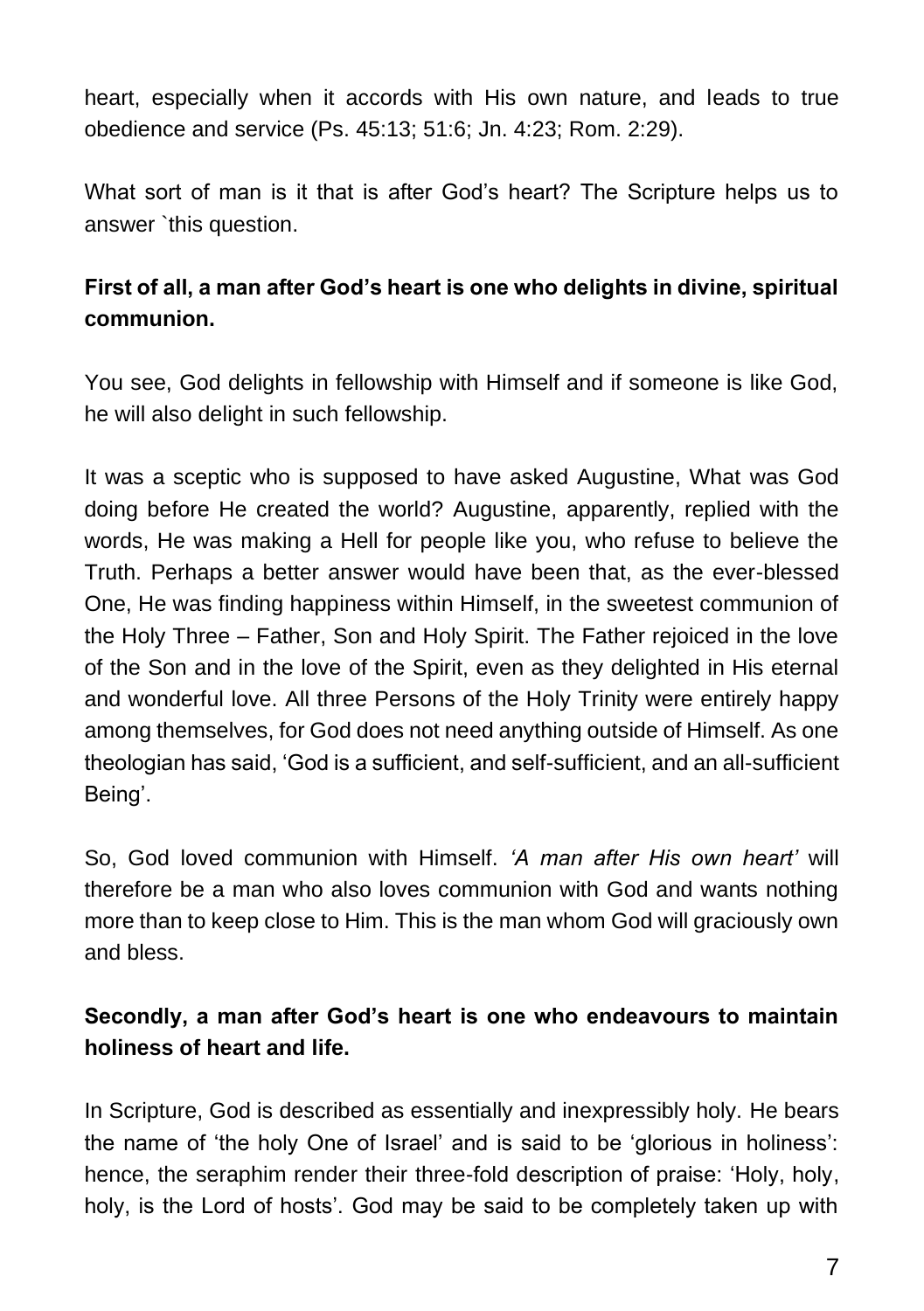heart, especially when it accords with His own nature, and leads to true obedience and service (Ps. 45:13; 51:6; Jn. 4:23; Rom. 2:29).

What sort of man is it that is after God's heart? The Scripture helps us to answer `this question.

**First of all, a man after God's heart is one who delights in divine, spiritual communion.**

You see, God delights in fellowship with Himself and if someone is like God, he will also delight in such fellowship.

It was a sceptic who is supposed to have asked Augustine, What was God doing before He created the world? Augustine, apparently, replied with the words, He was making a Hell for people like you, who refuse to believe the Truth. Perhaps a better answer would have been that, as the ever-blessed One, He was finding happiness within Himself, in the sweetest communion of the Holy Three – Father, Son and Holy Spirit. The Father rejoiced in the love of the Son and in the love of the Spirit, even as they delighted in His eternal and wonderful love. All three Persons of the Holy Trinity were entirely happy among themselves, for God does not need anything outside of Himself. As one theologian has said, 'God is a sufficient, and self-sufficient, and an all-sufficient Being'.

So, God loved communion with Himself. *'A man after His own heart'* will therefore be a man who also loves communion with God and wants nothing more than to keep close to Him. This is the man whom God will graciously own and bless.

**Secondly, a man after God's heart is one who endeavours to maintain holiness of heart and life.**

In Scripture, God is described as essentially and inexpressibly holy. He bears the name of 'the holy One of Israel' and is said to be 'glorious in holiness': hence, the seraphim render their three-fold description of praise: 'Holy, holy, holy, is the Lord of hosts'. God may be said to be completely taken up with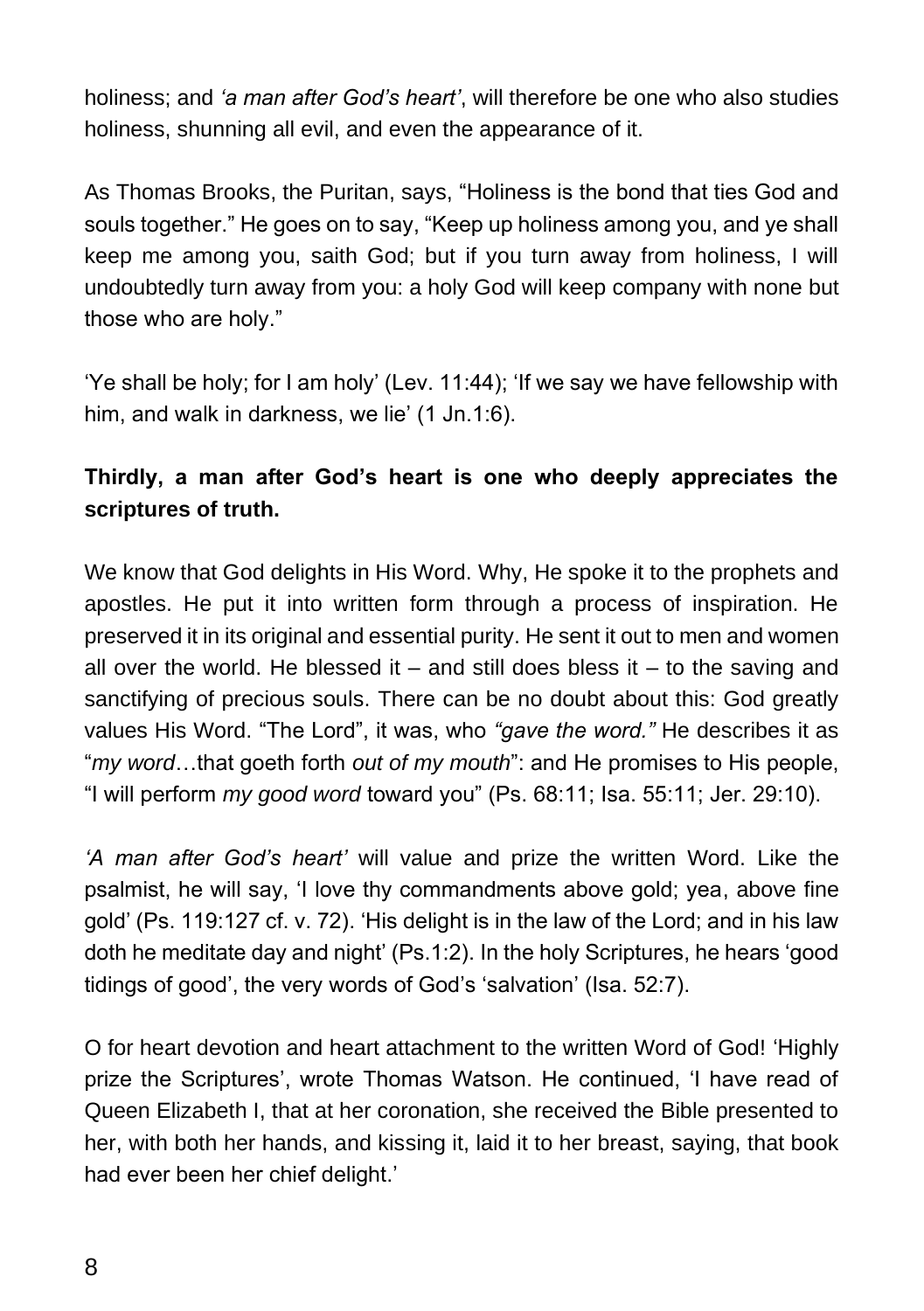holiness; and *'a man after God's heart'*, will therefore be one who also studies holiness, shunning all evil, and even the appearance of it.

As Thomas Brooks, the Puritan, says, "Holiness is the bond that ties God and souls together." He goes on to say, "Keep up holiness among you, and ye shall keep me among you, saith God; but if you turn away from holiness, I will undoubtedly turn away from you: a holy God will keep company with none but those who are holy."

'Ye shall be holy; for I am holy' (Lev. 11:44); 'If we say we have fellowship with him, and walk in darkness, we lie' (1 Jn.1:6).

**Thirdly, a man after God's heart is one who deeply appreciates the scriptures of truth.**

We know that God delights in His Word. Why, He spoke it to the prophets and apostles. He put it into written form through a process of inspiration. He preserved it in its original and essential purity. He sent it out to men and women all over the world. He blessed it – and still does bless it – to the saving and sanctifying of precious souls. There can be no doubt about this: God greatly values His Word. "The Lord", it was, who *"gave the word."* He describes it as "*my word*…that goeth forth *out of my mouth*": and He promises to His people, "I will perform *my good word* toward you" (Ps. 68:11; Isa. 55:11; Jer. 29:10).

*'A man after God's heart'* will value and prize the written Word. Like the psalmist, he will say, 'I love thy commandments above gold; yea, above fine gold' (Ps. 119:127 cf. v. 72). 'His delight is in the law of the Lord; and in his law doth he meditate day and night' (Ps.1:2). In the holy Scriptures, he hears 'good tidings of good', the very words of God's 'salvation' (Isa. 52:7).

O for heart devotion and heart attachment to the written Word of God! 'Highly prize the Scriptures', wrote Thomas Watson. He continued, 'I have read of Queen Elizabeth I, that at her coronation, she received the Bible presented to her, with both her hands, and kissing it, laid it to her breast, saying, that book had ever been her chief delight.'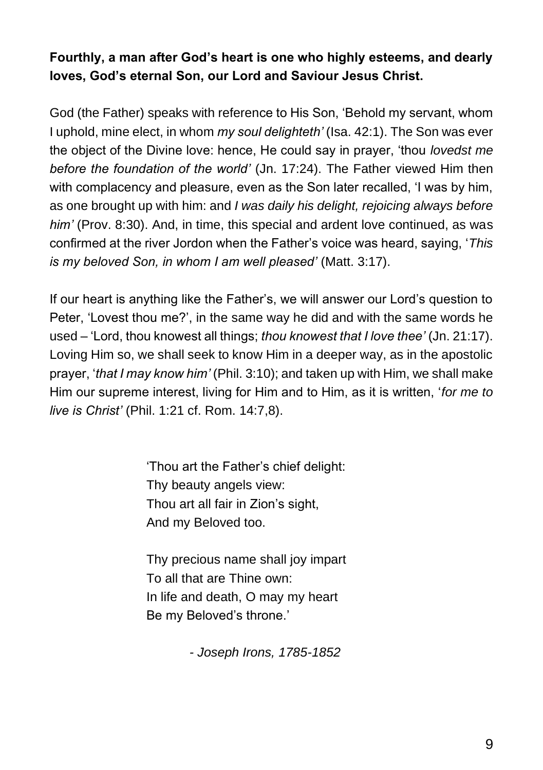**Fourthly, a man after God's heart is one who highly esteems, and dearly loves, God's eternal Son, our Lord and Saviour Jesus Christ.**

God (the Father) speaks with reference to His Son, 'Behold my servant, whom I uphold, mine elect, in whom *my soul delighteth'* (Isa. 42:1). The Son was ever the object of the Divine love: hence, He could say in prayer, 'thou *lovedst me before the foundation of the world'* (Jn. 17:24). The Father viewed Him then with complacency and pleasure, even as the Son later recalled, 'I was by him, as one brought up with him: and *I was daily his delight, rejoicing always before him'* (Prov. 8:30). And, in time, this special and ardent love continued, as was confirmed at the river Jordon when the Father's voice was heard, saying, '*This is my beloved Son, in whom I am well pleased'* (Matt. 3:17).

If our heart is anything like the Father's, we will answer our Lord's question to Peter, 'Lovest thou me?', in the same way he did and with the same words he used – 'Lord, thou knowest all things; *thou knowest that I love thee'* (Jn. 21:17). Loving Him so, we shall seek to know Him in a deeper way, as in the apostolic prayer, '*that I may know him'* (Phil. 3:10); and taken up with Him, we shall make Him our supreme interest, living for Him and to Him, as it is written, '*for me to live is Christ'* (Phil. 1:21 cf. Rom. 14:7,8).

> 'Thou art the Father's chief delight:
> Thy beauty angels view:
> Thou art all fair in Zion's sight,
> And my Beloved too.
>
> Thy precious name shall joy impart
> To all that are Thine own:
> In life and death, O may my heart
> Be my Beloved's throne.'
>
> *- Joseph Irons, 1785-1852*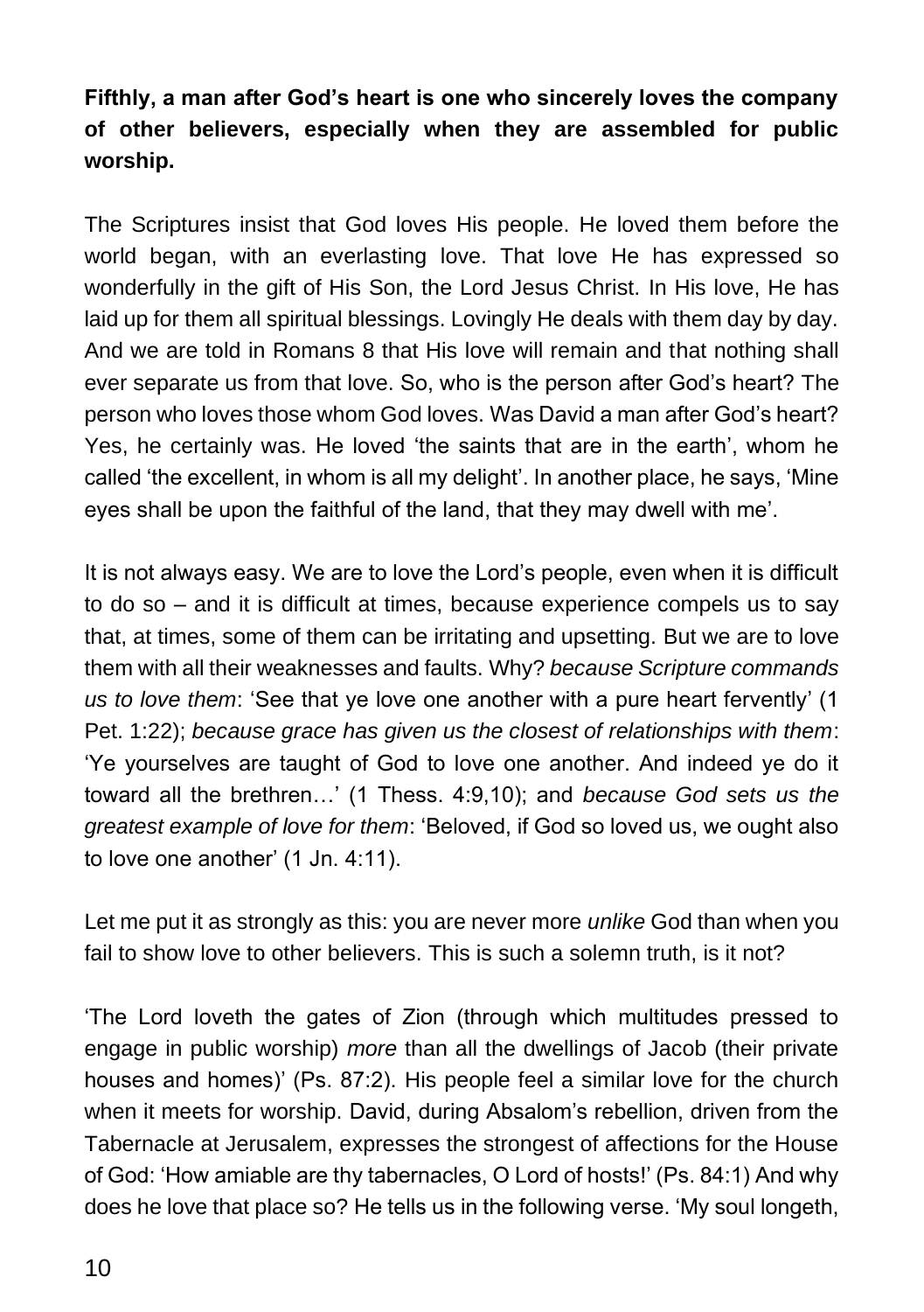**Fifthly, a man after God's heart is one who sincerely loves the company of other believers, especially when they are assembled for public worship.**

The Scriptures insist that God loves His people. He loved them before the world began, with an everlasting love. That love He has expressed so wonderfully in the gift of His Son, the Lord Jesus Christ. In His love, He has laid up for them all spiritual blessings. Lovingly He deals with them day by day. And we are told in Romans 8 that His love will remain and that nothing shall ever separate us from that love. So, who is the person after God's heart? The person who loves those whom God loves. Was David a man after God's heart? Yes, he certainly was. He loved 'the saints that are in the earth', whom he called 'the excellent, in whom is all my delight'. In another place, he says, 'Mine eyes shall be upon the faithful of the land, that they may dwell with me'.

It is not always easy. We are to love the Lord's people, even when it is difficult to do so – and it is difficult at times, because experience compels us to say that, at times, some of them can be irritating and upsetting. But we are to love them with all their weaknesses and faults. Why? *because Scripture commands us to love them*: 'See that ye love one another with a pure heart fervently' (1 Pet. 1:22); *because grace has given us the closest of relationships with them*: 'Ye yourselves are taught of God to love one another. And indeed ye do it toward all the brethren…' (1 Thess. 4:9,10); and *because God sets us the greatest example of love for them*: 'Beloved, if God so loved us, we ought also to love one another' (1 Jn. 4:11).

Let me put it as strongly as this: you are never more *unlike* God than when you fail to show love to other believers. This is such a solemn truth, is it not?

'The Lord loveth the gates of Zion (through which multitudes pressed to engage in public worship) *more* than all the dwellings of Jacob (their private houses and homes)' (Ps. 87:2). His people feel a similar love for the church when it meets for worship. David, during Absalom's rebellion, driven from the Tabernacle at Jerusalem, expresses the strongest of affections for the House of God: 'How amiable are thy tabernacles, O Lord of hosts!' (Ps. 84:1) And why does he love that place so? He tells us in the following verse. 'My soul longeth,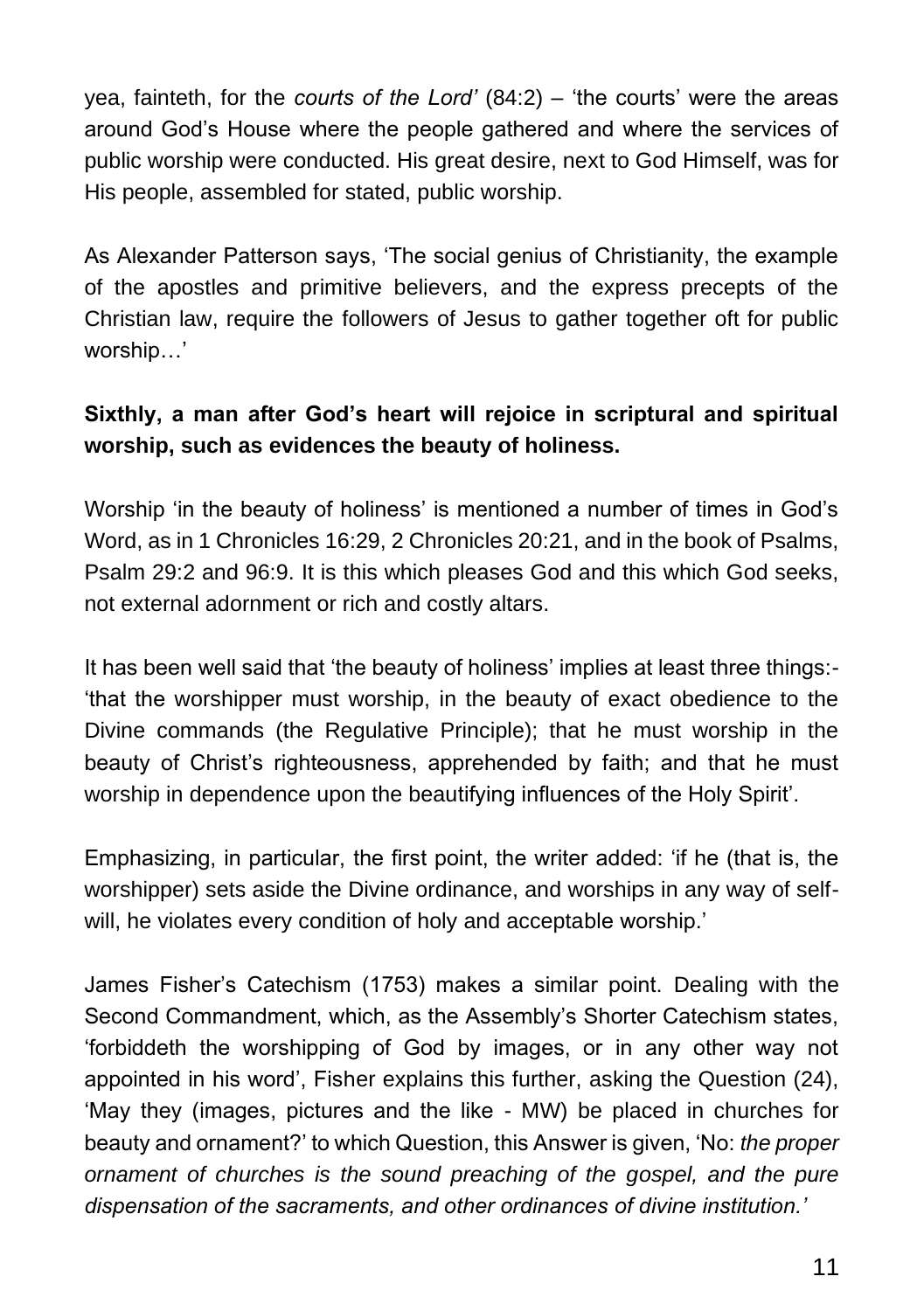yea, fainteth, for the *courts of the Lord'* (84:2) – 'the courts' were the areas around God's House where the people gathered and where the services of public worship were conducted. His great desire, next to God Himself, was for His people, assembled for stated, public worship.

As Alexander Patterson says, 'The social genius of Christianity, the example of the apostles and primitive believers, and the express precepts of the Christian law, require the followers of Jesus to gather together oft for public worship…'

**Sixthly, a man after God's heart will rejoice in scriptural and spiritual worship, such as evidences the beauty of holiness.**

Worship 'in the beauty of holiness' is mentioned a number of times in God's Word, as in 1 Chronicles 16:29, 2 Chronicles 20:21, and in the book of Psalms, Psalm 29:2 and 96:9. It is this which pleases God and this which God seeks, not external adornment or rich and costly altars.

It has been well said that 'the beauty of holiness' implies at least three things:- 'that the worshipper must worship, in the beauty of exact obedience to the Divine commands (the Regulative Principle); that he must worship in the beauty of Christ's righteousness, apprehended by faith; and that he must worship in dependence upon the beautifying influences of the Holy Spirit'.

Emphasizing, in particular, the first point, the writer added: 'if he (that is, the worshipper) sets aside the Divine ordinance, and worships in any way of self-will, he violates every condition of holy and acceptable worship.'

James Fisher's Catechism (1753) makes a similar point. Dealing with the Second Commandment, which, as the Assembly's Shorter Catechism states, 'forbiddeth the worshipping of God by images, or in any other way not appointed in his word', Fisher explains this further, asking the Question (24), 'May they (images, pictures and the like - MW) be placed in churches for beauty and ornament?' to which Question, this Answer is given, 'No: *the proper ornament of churches is the sound preaching of the gospel, and the pure dispensation of the sacraments, and other ordinances of divine institution.'*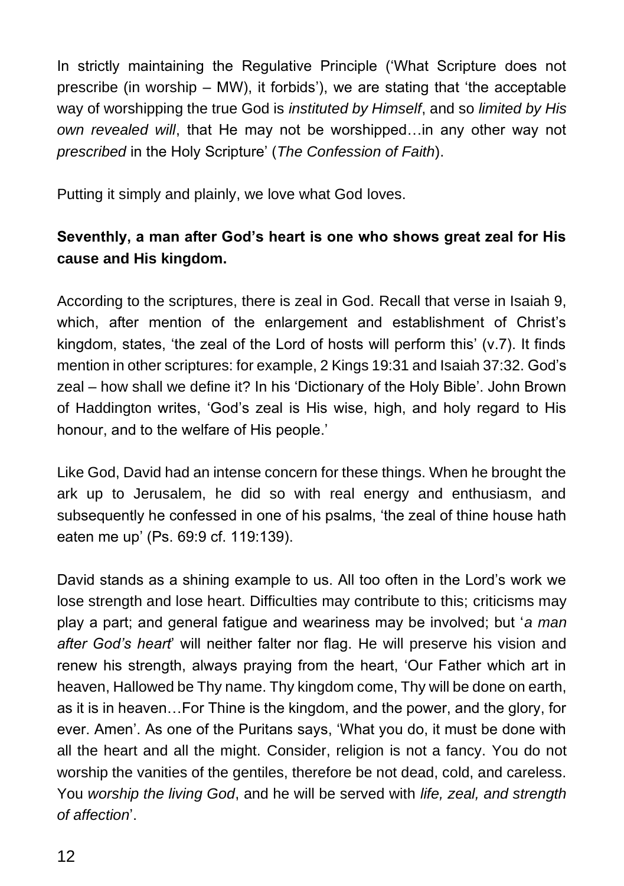In strictly maintaining the Regulative Principle ('What Scripture does not prescribe (in worship – MW), it forbids'), we are stating that 'the acceptable way of worshipping the true God is *instituted by Himself*, and so *limited by His own revealed will*, that He may not be worshipped…in any other way not *prescribed* in the Holy Scripture' (*The Confession of Faith*).

Putting it simply and plainly, we love what God loves.

**Seventhly, a man after God's heart is one who shows great zeal for His cause and His kingdom.**

According to the scriptures, there is zeal in God. Recall that verse in Isaiah 9, which, after mention of the enlargement and establishment of Christ's kingdom, states, 'the zeal of the Lord of hosts will perform this' (v.7). It finds mention in other scriptures: for example, 2 Kings 19:31 and Isaiah 37:32. God's zeal – how shall we define it? In his 'Dictionary of the Holy Bible'. John Brown of Haddington writes, 'God's zeal is His wise, high, and holy regard to His honour, and to the welfare of His people.'

Like God, David had an intense concern for these things. When he brought the ark up to Jerusalem, he did so with real energy and enthusiasm, and subsequently he confessed in one of his psalms, 'the zeal of thine house hath eaten me up' (Ps. 69:9 cf. 119:139).

David stands as a shining example to us. All too often in the Lord's work we lose strength and lose heart. Difficulties may contribute to this; criticisms may play a part; and general fatigue and weariness may be involved; but '*a man after God's heart*' will neither falter nor flag. He will preserve his vision and renew his strength, always praying from the heart, 'Our Father which art in heaven, Hallowed be Thy name. Thy kingdom come, Thy will be done on earth, as it is in heaven…For Thine is the kingdom, and the power, and the glory, for ever. Amen'. As one of the Puritans says, 'What you do, it must be done with all the heart and all the might. Consider, religion is not a fancy. You do not worship the vanities of the gentiles, therefore be not dead, cold, and careless. You *worship the living God*, and he will be served with *life, zeal, and strength of affection*'.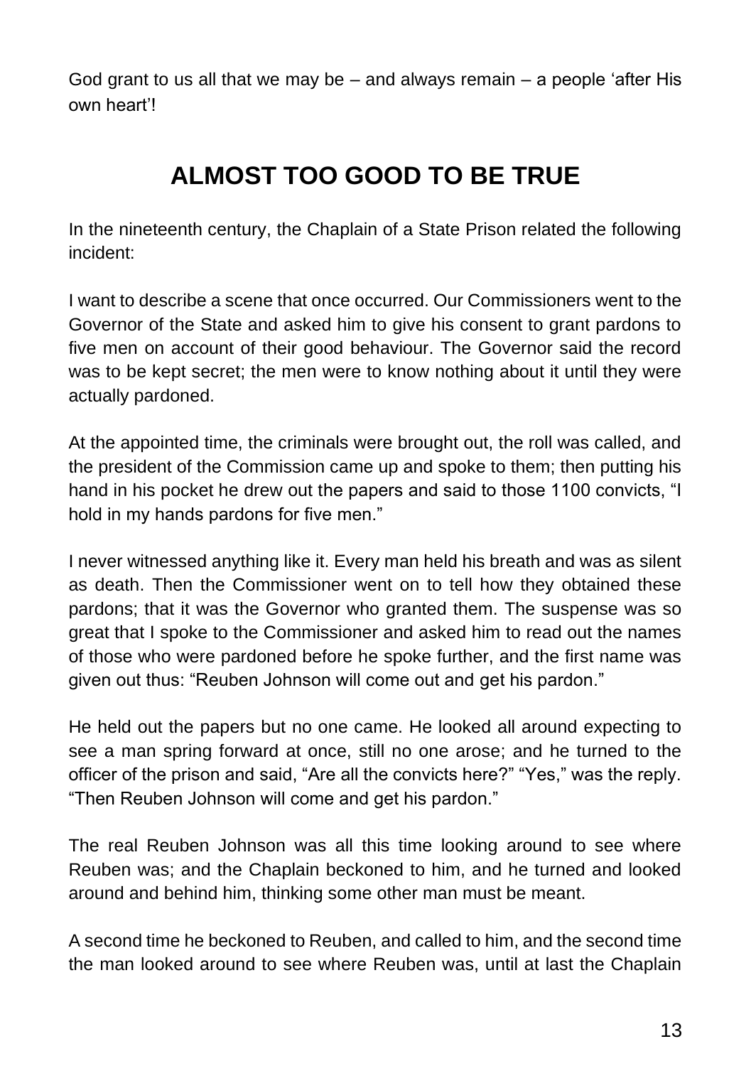God grant to us all that we may be – and always remain – a people 'after His own heart'!

## ALMOST TOO GOOD TO BE TRUE

In the nineteenth century, the Chaplain of a State Prison related the following incident:

I want to describe a scene that once occurred. Our Commissioners went to the Governor of the State and asked him to give his consent to grant pardons to five men on account of their good behaviour. The Governor said the record was to be kept secret; the men were to know nothing about it until they were actually pardoned.

At the appointed time, the criminals were brought out, the roll was called, and the president of the Commission came up and spoke to them; then putting his hand in his pocket he drew out the papers and said to those 1100 convicts, "I hold in my hands pardons for five men."

I never witnessed anything like it. Every man held his breath and was as silent as death. Then the Commissioner went on to tell how they obtained these pardons; that it was the Governor who granted them. The suspense was so great that I spoke to the Commissioner and asked him to read out the names of those who were pardoned before he spoke further, and the first name was given out thus: "Reuben Johnson will come out and get his pardon."

He held out the papers but no one came. He looked all around expecting to see a man spring forward at once, still no one arose; and he turned to the officer of the prison and said, "Are all the convicts here?" "Yes," was the reply. "Then Reuben Johnson will come and get his pardon."

The real Reuben Johnson was all this time looking around to see where Reuben was; and the Chaplain beckoned to him, and he turned and looked around and behind him, thinking some other man must be meant.

A second time he beckoned to Reuben, and called to him, and the second time the man looked around to see where Reuben was, until at last the Chaplain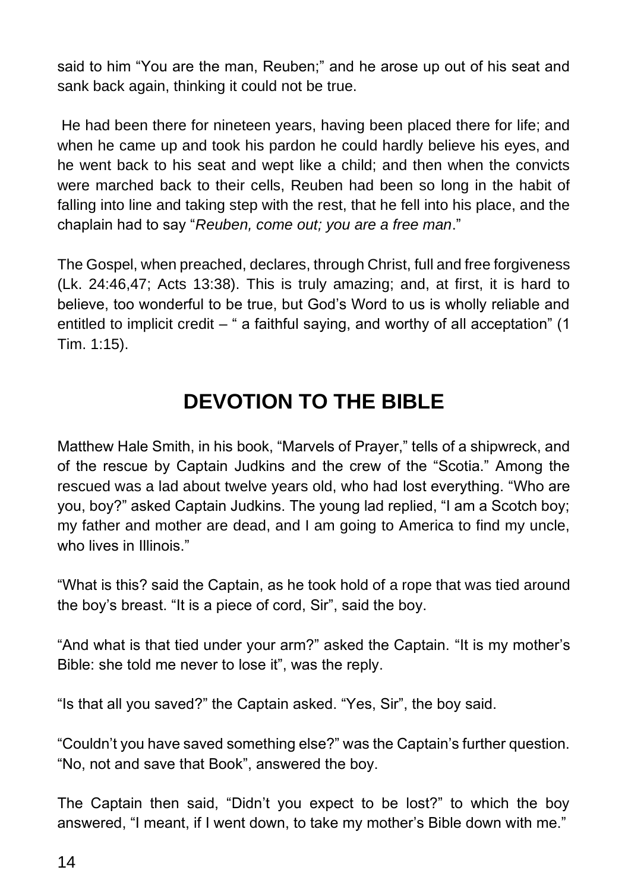said to him "You are the man, Reuben;" and he arose up out of his seat and sank back again, thinking it could not be true.

He had been there for nineteen years, having been placed there for life; and when he came up and took his pardon he could hardly believe his eyes, and he went back to his seat and wept like a child; and then when the convicts were marched back to their cells, Reuben had been so long in the habit of falling into line and taking step with the rest, that he fell into his place, and the chaplain had to say "*Reuben, come out; you are a free man*."

The Gospel, when preached, declares, through Christ, full and free forgiveness (Lk. 24:46,47; Acts 13:38). This is truly amazing; and, at first, it is hard to believe, too wonderful to be true, but God's Word to us is wholly reliable and entitled to implicit credit – " a faithful saying, and worthy of all acceptation" (1 Tim. 1:15).

## DEVOTION TO THE BIBLE

Matthew Hale Smith, in his book, "Marvels of Prayer," tells of a shipwreck, and of the rescue by Captain Judkins and the crew of the "Scotia." Among the rescued was a lad about twelve years old, who had lost everything. "Who are you, boy?" asked Captain Judkins. The young lad replied, "I am a Scotch boy; my father and mother are dead, and I am going to America to find my uncle, who lives in Illinois."

"What is this? said the Captain, as he took hold of a rope that was tied around the boy's breast. "It is a piece of cord, Sir", said the boy.

"And what is that tied under your arm?" asked the Captain. "It is my mother's Bible: she told me never to lose it", was the reply.

"Is that all you saved?" the Captain asked. "Yes, Sir", the boy said.

"Couldn't you have saved something else?" was the Captain's further question. "No, not and save that Book", answered the boy.

The Captain then said, "Didn't you expect to be lost?" to which the boy answered, "I meant, if I went down, to take my mother's Bible down with me."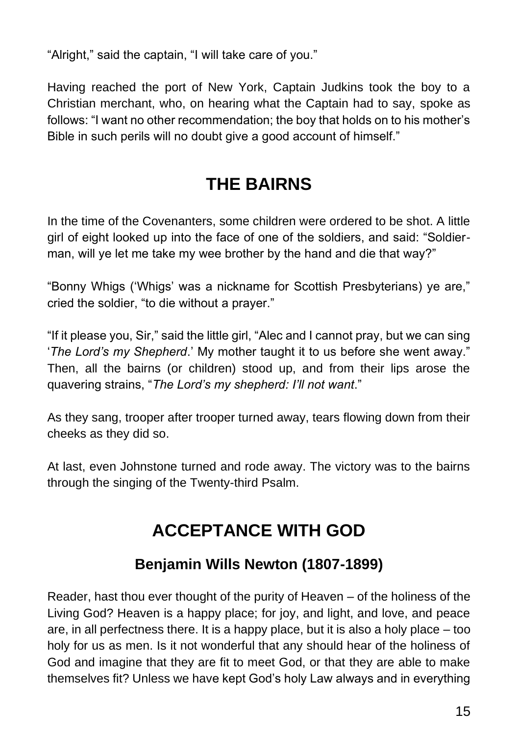"Alright," said the captain, "I will take care of you."

Having reached the port of New York, Captain Judkins took the boy to a Christian merchant, who, on hearing what the Captain had to say, spoke as follows: "I want no other recommendation; the boy that holds on to his mother's Bible in such perils will no doubt give a good account of himself."

## THE BAIRNS

In the time of the Covenanters, some children were ordered to be shot. A little girl of eight looked up into the face of one of the soldiers, and said: "Soldier-man, will ye let me take my wee brother by the hand and die that way?"

"Bonny Whigs ('Whigs' was a nickname for Scottish Presbyterians) ye are," cried the soldier, "to die without a prayer."

"If it please you, Sir," said the little girl, "Alec and I cannot pray, but we can sing '*The Lord's my Shepherd*.' My mother taught it to us before she went away." Then, all the bairns (or children) stood up, and from their lips arose the quavering strains, "*The Lord's my shepherd: I'll not want*."

As they sang, trooper after trooper turned away, tears flowing down from their cheeks as they did so.

At last, even Johnstone turned and rode away. The victory was to the bairns through the singing of the Twenty-third Psalm.

## ACCEPTANCE WITH GOD

### Benjamin Wills Newton (1807-1899)

Reader, hast thou ever thought of the purity of Heaven – of the holiness of the Living God? Heaven is a happy place; for joy, and light, and love, and peace are, in all perfectness there. It is a happy place, but it is also a holy place – too holy for us as men. Is it not wonderful that any should hear of the holiness of God and imagine that they are fit to meet God, or that they are able to make themselves fit? Unless we have kept God's holy Law always and in everything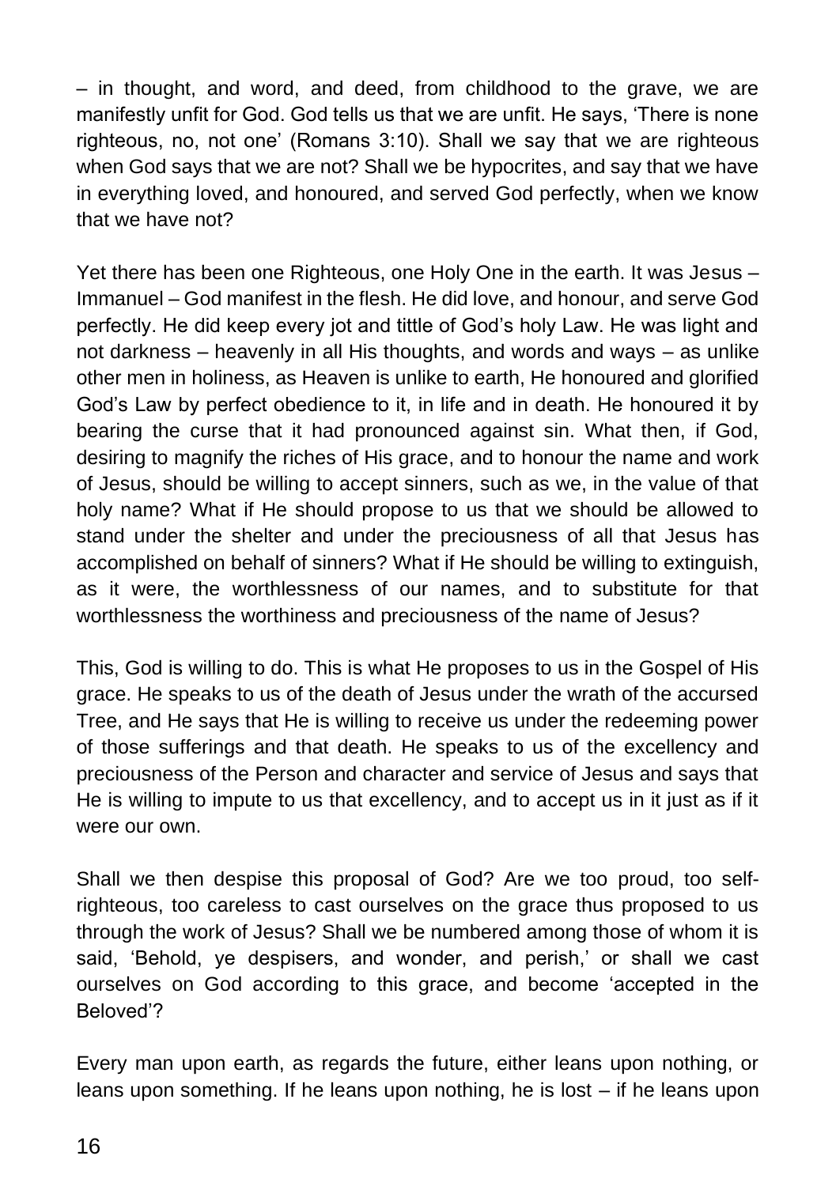– in thought, and word, and deed, from childhood to the grave, we are manifestly unfit for God. God tells us that we are unfit. He says, 'There is none righteous, no, not one' (Romans 3:10). Shall we say that we are righteous when God says that we are not? Shall we be hypocrites, and say that we have in everything loved, and honoured, and served God perfectly, when we know that we have not?

Yet there has been one Righteous, one Holy One in the earth. It was Jesus – Immanuel – God manifest in the flesh. He did love, and honour, and serve God perfectly. He did keep every jot and tittle of God's holy Law. He was light and not darkness – heavenly in all His thoughts, and words and ways – as unlike other men in holiness, as Heaven is unlike to earth, He honoured and glorified God's Law by perfect obedience to it, in life and in death. He honoured it by bearing the curse that it had pronounced against sin. What then, if God, desiring to magnify the riches of His grace, and to honour the name and work of Jesus, should be willing to accept sinners, such as we, in the value of that holy name? What if He should propose to us that we should be allowed to stand under the shelter and under the preciousness of all that Jesus has accomplished on behalf of sinners? What if He should be willing to extinguish, as it were, the worthlessness of our names, and to substitute for that worthlessness the worthiness and preciousness of the name of Jesus?

This, God is willing to do. This is what He proposes to us in the Gospel of His grace. He speaks to us of the death of Jesus under the wrath of the accursed Tree, and He says that He is willing to receive us under the redeeming power of those sufferings and that death. He speaks to us of the excellency and preciousness of the Person and character and service of Jesus and says that He is willing to impute to us that excellency, and to accept us in it just as if it were our own.

Shall we then despise this proposal of God? Are we too proud, too self-righteous, too careless to cast ourselves on the grace thus proposed to us through the work of Jesus? Shall we be numbered among those of whom it is said, 'Behold, ye despisers, and wonder, and perish,' or shall we cast ourselves on God according to this grace, and become 'accepted in the Beloved'?

Every man upon earth, as regards the future, either leans upon nothing, or leans upon something. If he leans upon nothing, he is lost – if he leans upon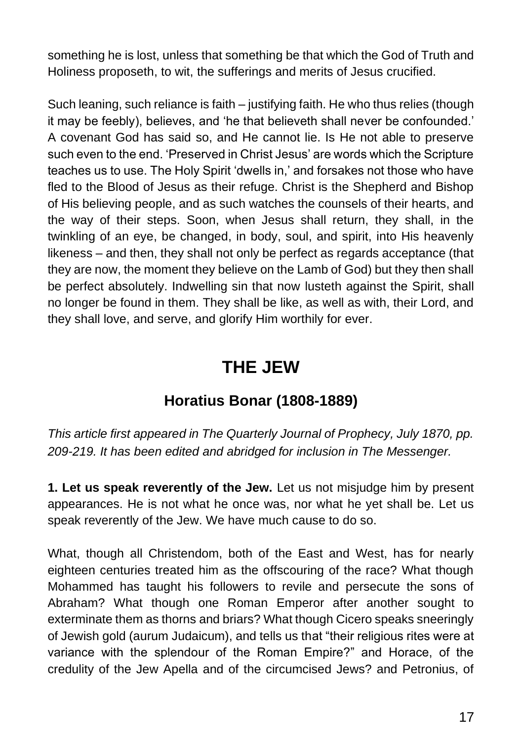something he is lost, unless that something be that which the God of Truth and Holiness proposeth, to wit, the sufferings and merits of Jesus crucified.

Such leaning, such reliance is faith – justifying faith. He who thus relies (though it may be feebly), believes, and 'he that believeth shall never be confounded.' A covenant God has said so, and He cannot lie. Is He not able to preserve such even to the end. 'Preserved in Christ Jesus' are words which the Scripture teaches us to use. The Holy Spirit 'dwells in,' and forsakes not those who have fled to the Blood of Jesus as their refuge. Christ is the Shepherd and Bishop of His believing people, and as such watches the counsels of their hearts, and the way of their steps. Soon, when Jesus shall return, they shall, in the twinkling of an eye, be changed, in body, soul, and spirit, into His heavenly likeness – and then, they shall not only be perfect as regards acceptance (that they are now, the moment they believe on the Lamb of God) but they then shall be perfect absolutely. Indwelling sin that now lusteth against the Spirit, shall no longer be found in them. They shall be like, as well as with, their Lord, and they shall love, and serve, and glorify Him worthily for ever.

# THE JEW

## Horatius Bonar (1808-1889)

*This article first appeared in The Quarterly Journal of Prophecy, July 1870, pp. 209-219. It has been edited and abridged for inclusion in The Messenger.*

**1. Let us speak reverently of the Jew.** Let us not misjudge him by present appearances. He is not what he once was, nor what he yet shall be. Let us speak reverently of the Jew. We have much cause to do so.

What, though all Christendom, both of the East and West, has for nearly eighteen centuries treated him as the offscouring of the race? What though Mohammed has taught his followers to revile and persecute the sons of Abraham? What though one Roman Emperor after another sought to exterminate them as thorns and briars? What though Cicero speaks sneeringly of Jewish gold (aurum Judaicum), and tells us that "their religious rites were at variance with the splendour of the Roman Empire?" and Horace, of the credulity of the Jew Apella and of the circumcised Jews? and Petronius, of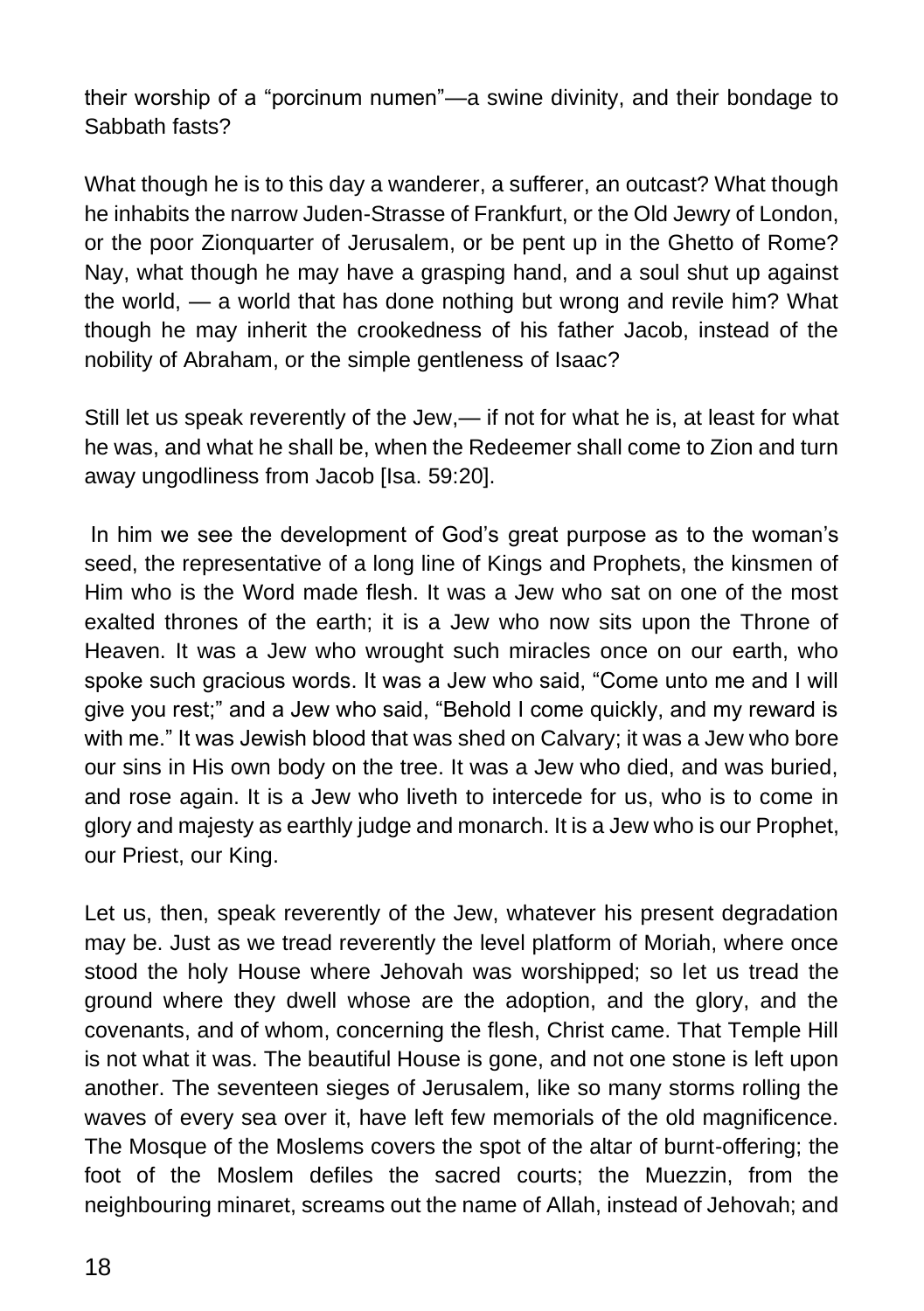their worship of a "porcinum numen"—a swine divinity, and their bondage to Sabbath fasts?

What though he is to this day a wanderer, a sufferer, an outcast? What though he inhabits the narrow Juden-Strasse of Frankfurt, or the Old Jewry of London, or the poor Zionquarter of Jerusalem, or be pent up in the Ghetto of Rome? Nay, what though he may have a grasping hand, and a soul shut up against the world, — a world that has done nothing but wrong and revile him? What though he may inherit the crookedness of his father Jacob, instead of the nobility of Abraham, or the simple gentleness of Isaac?

Still let us speak reverently of the Jew,— if not for what he is, at least for what he was, and what he shall be, when the Redeemer shall come to Zion and turn away ungodliness from Jacob [Isa. 59:20].

In him we see the development of God's great purpose as to the woman's seed, the representative of a long line of Kings and Prophets, the kinsmen of Him who is the Word made flesh. It was a Jew who sat on one of the most exalted thrones of the earth; it is a Jew who now sits upon the Throne of Heaven. It was a Jew who wrought such miracles once on our earth, who spoke such gracious words. It was a Jew who said, "Come unto me and I will give you rest;" and a Jew who said, "Behold I come quickly, and my reward is with me." It was Jewish blood that was shed on Calvary; it was a Jew who bore our sins in His own body on the tree. It was a Jew who died, and was buried, and rose again. It is a Jew who liveth to intercede for us, who is to come in glory and majesty as earthly judge and monarch. It is a Jew who is our Prophet, our Priest, our King.

Let us, then, speak reverently of the Jew, whatever his present degradation may be. Just as we tread reverently the level platform of Moriah, where once stood the holy House where Jehovah was worshipped; so let us tread the ground where they dwell whose are the adoption, and the glory, and the covenants, and of whom, concerning the flesh, Christ came. That Temple Hill is not what it was. The beautiful House is gone, and not one stone is left upon another. The seventeen sieges of Jerusalem, like so many storms rolling the waves of every sea over it, have left few memorials of the old magnificence. The Mosque of the Moslems covers the spot of the altar of burnt-offering; the foot of the Moslem defiles the sacred courts; the Muezzin, from the neighbouring minaret, screams out the name of Allah, instead of Jehovah; and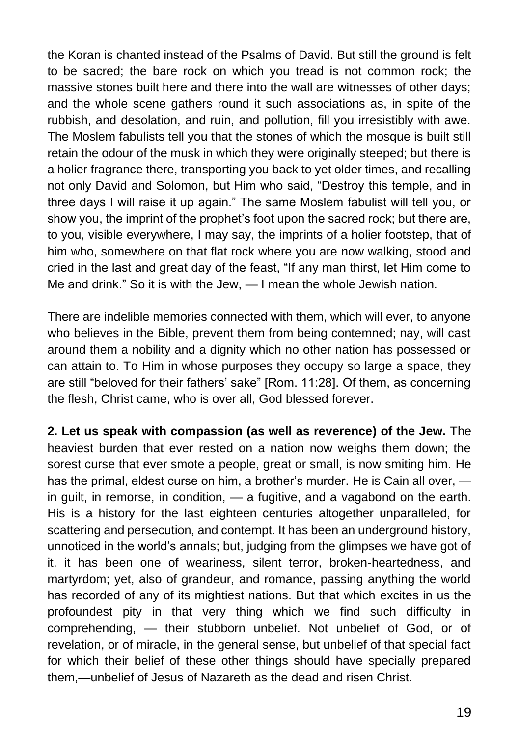the Koran is chanted instead of the Psalms of David. But still the ground is felt to be sacred; the bare rock on which you tread is not common rock; the massive stones built here and there into the wall are witnesses of other days; and the whole scene gathers round it such associations as, in spite of the rubbish, and desolation, and ruin, and pollution, fill you irresistibly with awe. The Moslem fabulists tell you that the stones of which the mosque is built still retain the odour of the musk in which they were originally steeped; but there is a holier fragrance there, transporting you back to yet older times, and recalling not only David and Solomon, but Him who said, "Destroy this temple, and in three days I will raise it up again." The same Moslem fabulist will tell you, or show you, the imprint of the prophet's foot upon the sacred rock; but there are, to you, visible everywhere, I may say, the imprints of a holier footstep, that of him who, somewhere on that flat rock where you are now walking, stood and cried in the last and great day of the feast, "If any man thirst, let Him come to Me and drink." So it is with the Jew, — I mean the whole Jewish nation.

There are indelible memories connected with them, which will ever, to anyone who believes in the Bible, prevent them from being contemned; nay, will cast around them a nobility and a dignity which no other nation has possessed or can attain to. To Him in whose purposes they occupy so large a space, they are still "beloved for their fathers' sake" [Rom. 11:28]. Of them, as concerning the flesh, Christ came, who is over all, God blessed forever.

**2. Let us speak with compassion (as well as reverence) of the Jew.** The heaviest burden that ever rested on a nation now weighs them down; the sorest curse that ever smote a people, great or small, is now smiting him. He has the primal, eldest curse on him, a brother's murder. He is Cain all over, — in guilt, in remorse, in condition, — a fugitive, and a vagabond on the earth. His is a history for the last eighteen centuries altogether unparalleled, for scattering and persecution, and contempt. It has been an underground history, unnoticed in the world's annals; but, judging from the glimpses we have got of it, it has been one of weariness, silent terror, broken-heartedness, and martyrdom; yet, also of grandeur, and romance, passing anything the world has recorded of any of its mightiest nations. But that which excites in us the profoundest pity in that very thing which we find such difficulty in comprehending, — their stubborn unbelief. Not unbelief of God, or of revelation, or of miracle, in the general sense, but unbelief of that special fact for which their belief of these other things should have specially prepared them,—unbelief of Jesus of Nazareth as the dead and risen Christ.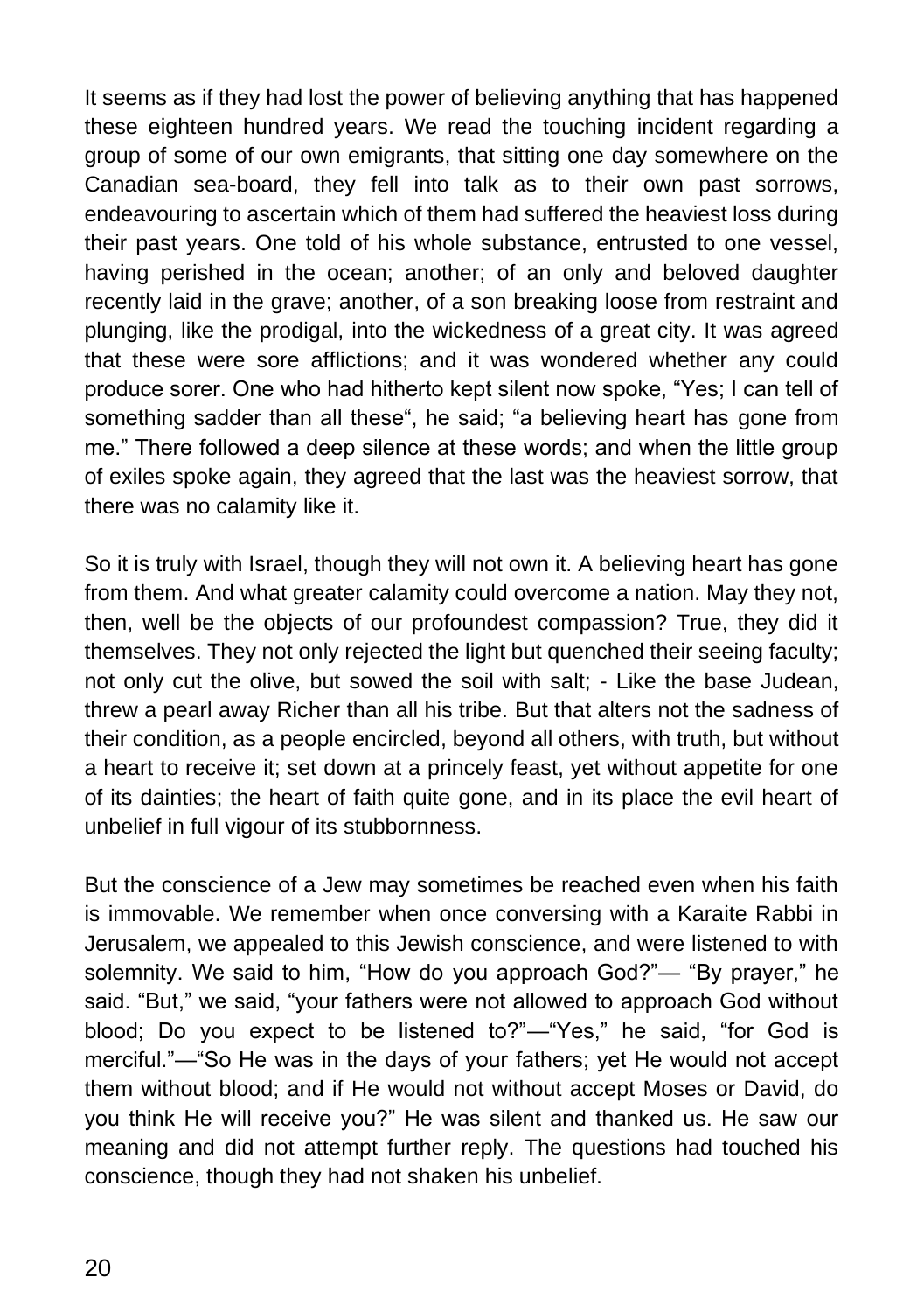It seems as if they had lost the power of believing anything that has happened these eighteen hundred years. We read the touching incident regarding a group of some of our own emigrants, that sitting one day somewhere on the Canadian sea-board, they fell into talk as to their own past sorrows, endeavouring to ascertain which of them had suffered the heaviest loss during their past years. One told of his whole substance, entrusted to one vessel, having perished in the ocean; another; of an only and beloved daughter recently laid in the grave; another, of a son breaking loose from restraint and plunging, like the prodigal, into the wickedness of a great city. It was agreed that these were sore afflictions; and it was wondered whether any could produce sorer. One who had hitherto kept silent now spoke, "Yes; I can tell of something sadder than all these", he said; "a believing heart has gone from me." There followed a deep silence at these words; and when the little group of exiles spoke again, they agreed that the last was the heaviest sorrow, that there was no calamity like it.

So it is truly with Israel, though they will not own it. A believing heart has gone from them. And what greater calamity could overcome a nation. May they not, then, well be the objects of our profoundest compassion? True, they did it themselves. They not only rejected the light but quenched their seeing faculty; not only cut the olive, but sowed the soil with salt; - Like the base Judean, threw a pearl away Richer than all his tribe. But that alters not the sadness of their condition, as a people encircled, beyond all others, with truth, but without a heart to receive it; set down at a princely feast, yet without appetite for one of its dainties; the heart of faith quite gone, and in its place the evil heart of unbelief in full vigour of its stubbornness.

But the conscience of a Jew may sometimes be reached even when his faith is immovable. We remember when once conversing with a Karaite Rabbi in Jerusalem, we appealed to this Jewish conscience, and were listened to with solemnity. We said to him, "How do you approach God?"— "By prayer," he said. "But," we said, "your fathers were not allowed to approach God without blood; Do you expect to be listened to?"—"Yes," he said, "for God is merciful."—"So He was in the days of your fathers; yet He would not accept them without blood; and if He would not without accept Moses or David, do you think He will receive you?" He was silent and thanked us. He saw our meaning and did not attempt further reply. The questions had touched his conscience, though they had not shaken his unbelief.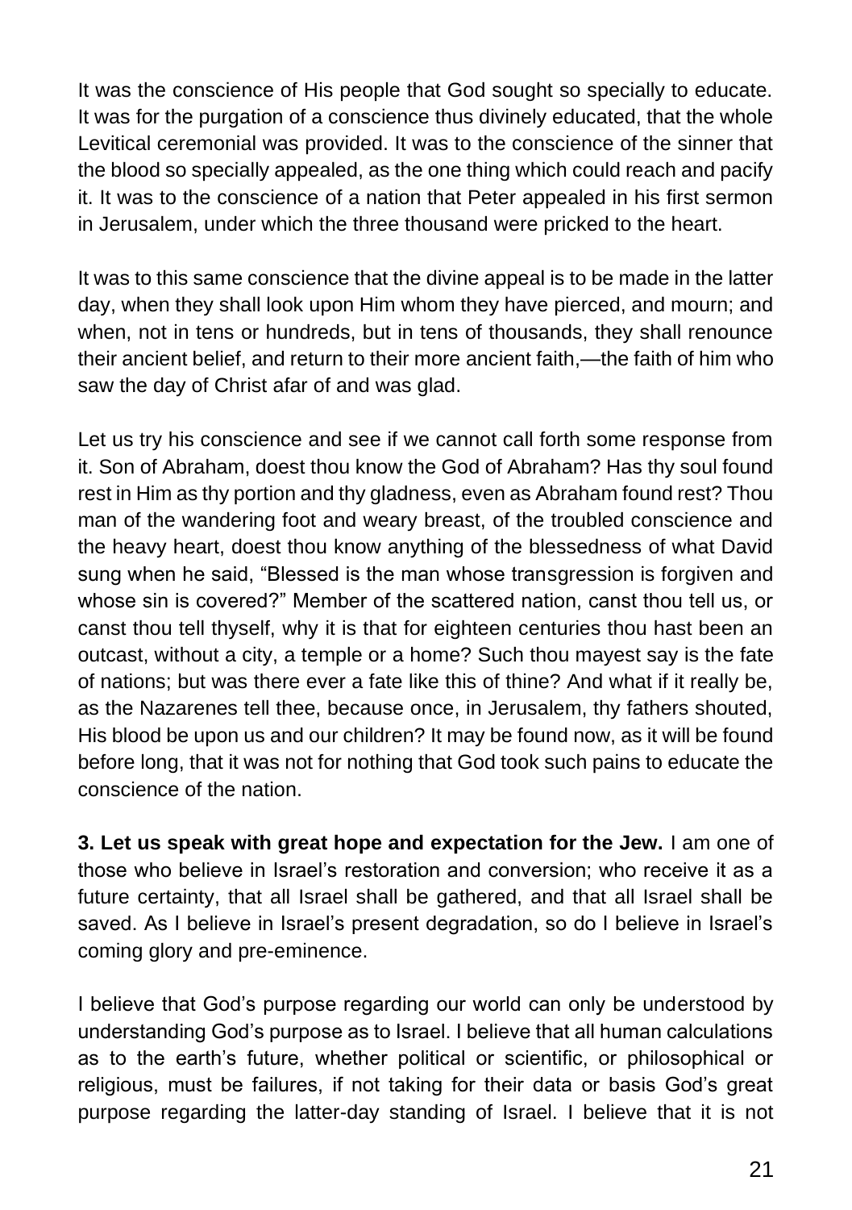It was the conscience of His people that God sought so specially to educate. It was for the purgation of a conscience thus divinely educated, that the whole Levitical ceremonial was provided. It was to the conscience of the sinner that the blood so specially appealed, as the one thing which could reach and pacify it. It was to the conscience of a nation that Peter appealed in his first sermon in Jerusalem, under which the three thousand were pricked to the heart.

It was to this same conscience that the divine appeal is to be made in the latter day, when they shall look upon Him whom they have pierced, and mourn; and when, not in tens or hundreds, but in tens of thousands, they shall renounce their ancient belief, and return to their more ancient faith,—the faith of him who saw the day of Christ afar of and was glad.

Let us try his conscience and see if we cannot call forth some response from it. Son of Abraham, doest thou know the God of Abraham? Has thy soul found rest in Him as thy portion and thy gladness, even as Abraham found rest? Thou man of the wandering foot and weary breast, of the troubled conscience and the heavy heart, doest thou know anything of the blessedness of what David sung when he said, "Blessed is the man whose transgression is forgiven and whose sin is covered?" Member of the scattered nation, canst thou tell us, or canst thou tell thyself, why it is that for eighteen centuries thou hast been an outcast, without a city, a temple or a home? Such thou mayest say is the fate of nations; but was there ever a fate like this of thine? And what if it really be, as the Nazarenes tell thee, because once, in Jerusalem, thy fathers shouted, His blood be upon us and our children? It may be found now, as it will be found before long, that it was not for nothing that God took such pains to educate the conscience of the nation.

**3. Let us speak with great hope and expectation for the Jew.** I am one of those who believe in Israel's restoration and conversion; who receive it as a future certainty, that all Israel shall be gathered, and that all Israel shall be saved. As I believe in Israel's present degradation, so do I believe in Israel's coming glory and pre-eminence.

I believe that God's purpose regarding our world can only be understood by understanding God's purpose as to Israel. I believe that all human calculations as to the earth's future, whether political or scientific, or philosophical or religious, must be failures, if not taking for their data or basis God's great purpose regarding the latter-day standing of Israel. I believe that it is not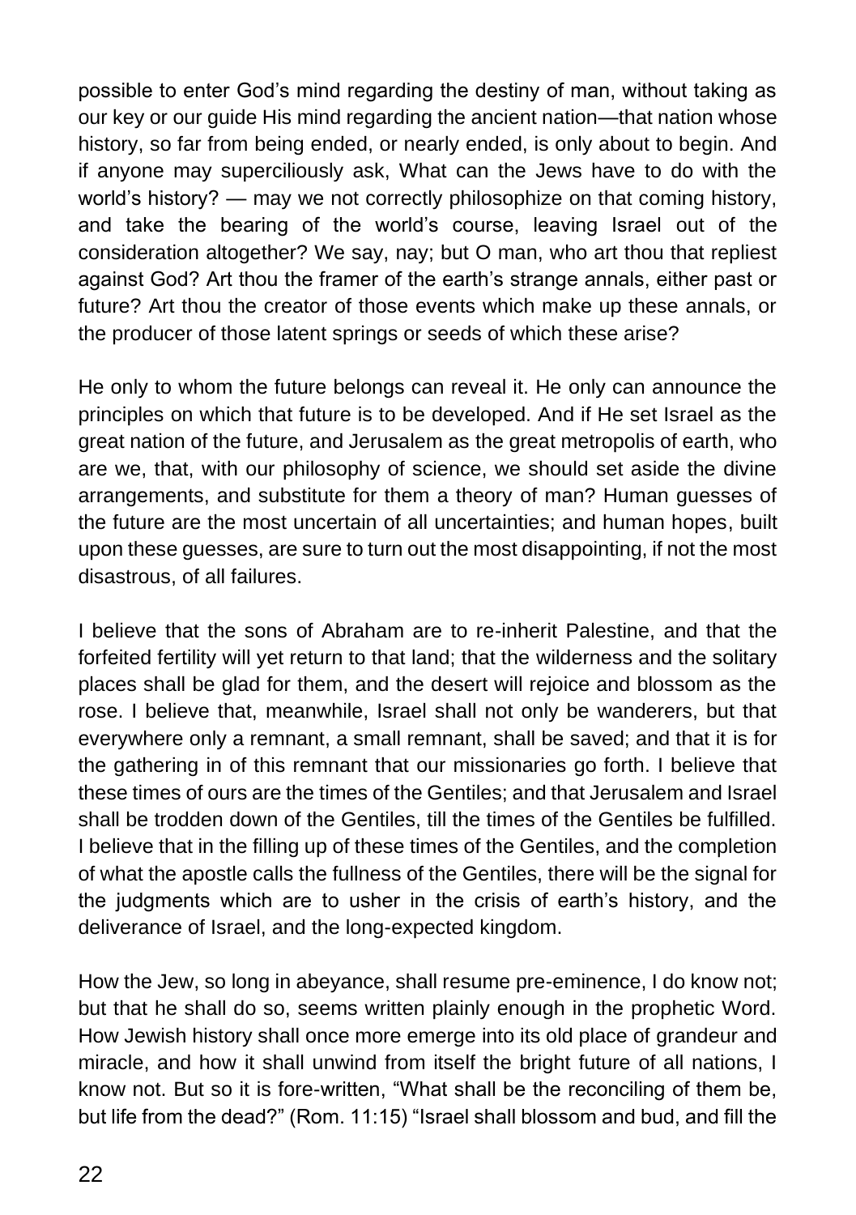possible to enter God's mind regarding the destiny of man, without taking as our key or our guide His mind regarding the ancient nation—that nation whose history, so far from being ended, or nearly ended, is only about to begin. And if anyone may superciliously ask, What can the Jews have to do with the world's history? — may we not correctly philosophize on that coming history, and take the bearing of the world's course, leaving Israel out of the consideration altogether? We say, nay; but O man, who art thou that repliest against God? Art thou the framer of the earth's strange annals, either past or future? Art thou the creator of those events which make up these annals, or the producer of those latent springs or seeds of which these arise?

He only to whom the future belongs can reveal it. He only can announce the principles on which that future is to be developed. And if He set Israel as the great nation of the future, and Jerusalem as the great metropolis of earth, who are we, that, with our philosophy of science, we should set aside the divine arrangements, and substitute for them a theory of man? Human guesses of the future are the most uncertain of all uncertainties; and human hopes, built upon these guesses, are sure to turn out the most disappointing, if not the most disastrous, of all failures.

I believe that the sons of Abraham are to re-inherit Palestine, and that the forfeited fertility will yet return to that land; that the wilderness and the solitary places shall be glad for them, and the desert will rejoice and blossom as the rose. I believe that, meanwhile, Israel shall not only be wanderers, but that everywhere only a remnant, a small remnant, shall be saved; and that it is for the gathering in of this remnant that our missionaries go forth. I believe that these times of ours are the times of the Gentiles; and that Jerusalem and Israel shall be trodden down of the Gentiles, till the times of the Gentiles be fulfilled. I believe that in the filling up of these times of the Gentiles, and the completion of what the apostle calls the fullness of the Gentiles, there will be the signal for the judgments which are to usher in the crisis of earth's history, and the deliverance of Israel, and the long-expected kingdom.

How the Jew, so long in abeyance, shall resume pre-eminence, I do know not; but that he shall do so, seems written plainly enough in the prophetic Word. How Jewish history shall once more emerge into its old place of grandeur and miracle, and how it shall unwind from itself the bright future of all nations, I know not. But so it is fore-written, "What shall be the reconciling of them be, but life from the dead?" (Rom. 11:15) "Israel shall blossom and bud, and fill the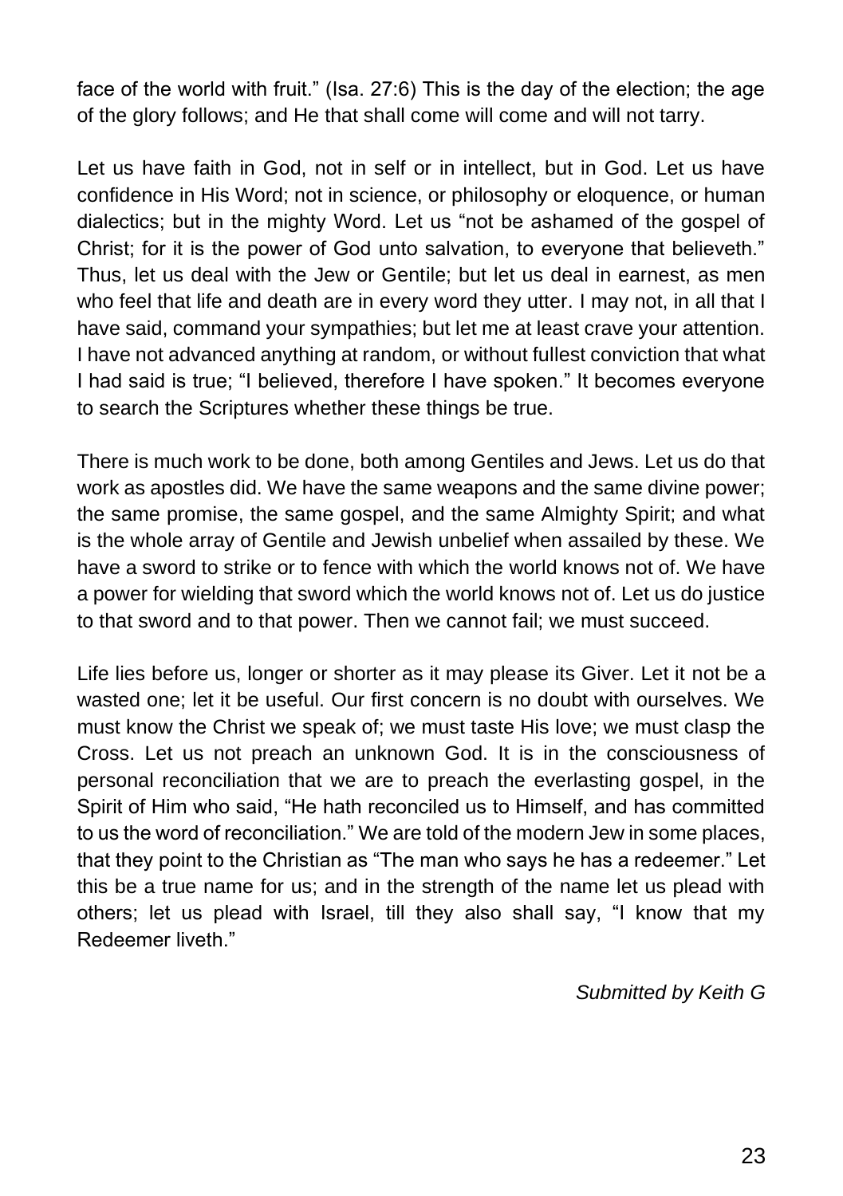face of the world with fruit." (Isa. 27:6) This is the day of the election; the age of the glory follows; and He that shall come will come and will not tarry.

Let us have faith in God, not in self or in intellect, but in God. Let us have confidence in His Word; not in science, or philosophy or eloquence, or human dialectics; but in the mighty Word. Let us "not be ashamed of the gospel of Christ; for it is the power of God unto salvation, to everyone that believeth." Thus, let us deal with the Jew or Gentile; but let us deal in earnest, as men who feel that life and death are in every word they utter. I may not, in all that I have said, command your sympathies; but let me at least crave your attention. I have not advanced anything at random, or without fullest conviction that what I had said is true; "I believed, therefore I have spoken." It becomes everyone to search the Scriptures whether these things be true.

There is much work to be done, both among Gentiles and Jews. Let us do that work as apostles did. We have the same weapons and the same divine power; the same promise, the same gospel, and the same Almighty Spirit; and what is the whole array of Gentile and Jewish unbelief when assailed by these. We have a sword to strike or to fence with which the world knows not of. We have a power for wielding that sword which the world knows not of. Let us do justice to that sword and to that power. Then we cannot fail; we must succeed.

Life lies before us, longer or shorter as it may please its Giver. Let it not be a wasted one; let it be useful. Our first concern is no doubt with ourselves. We must know the Christ we speak of; we must taste His love; we must clasp the Cross. Let us not preach an unknown God. It is in the consciousness of personal reconciliation that we are to preach the everlasting gospel, in the Spirit of Him who said, "He hath reconciled us to Himself, and has committed to us the word of reconciliation." We are told of the modern Jew in some places, that they point to the Christian as "The man who says he has a redeemer." Let this be a true name for us; and in the strength of the name let us plead with others; let us plead with Israel, till they also shall say, "I know that my Redeemer liveth."

*Submitted by Keith G*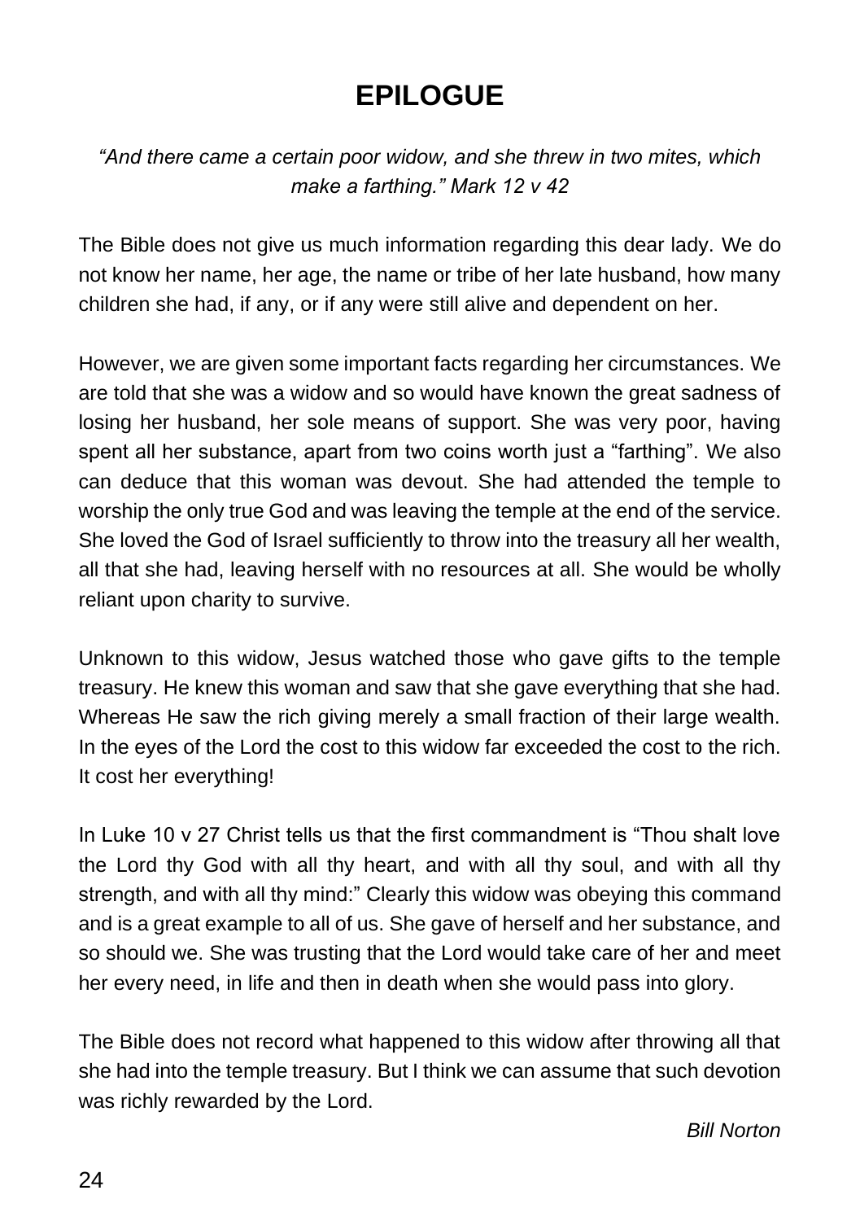# EPILOGUE

*"And there came a certain poor widow, and she threw in two mites, which make a farthing." Mark 12 v 42*

The Bible does not give us much information regarding this dear lady. We do not know her name, her age, the name or tribe of her late husband, how many children she had, if any, or if any were still alive and dependent on her.

However, we are given some important facts regarding her circumstances. We are told that she was a widow and so would have known the great sadness of losing her husband, her sole means of support. She was very poor, having spent all her substance, apart from two coins worth just a "farthing". We also can deduce that this woman was devout. She had attended the temple to worship the only true God and was leaving the temple at the end of the service. She loved the God of Israel sufficiently to throw into the treasury all her wealth, all that she had, leaving herself with no resources at all. She would be wholly reliant upon charity to survive.

Unknown to this widow, Jesus watched those who gave gifts to the temple treasury. He knew this woman and saw that she gave everything that she had. Whereas He saw the rich giving merely a small fraction of their large wealth. In the eyes of the Lord the cost to this widow far exceeded the cost to the rich. It cost her everything!

In Luke 10 v 27 Christ tells us that the first commandment is "Thou shalt love the Lord thy God with all thy heart, and with all thy soul, and with all thy strength, and with all thy mind:" Clearly this widow was obeying this command and is a great example to all of us. She gave of herself and her substance, and so should we. She was trusting that the Lord would take care of her and meet her every need, in life and then in death when she would pass into glory.

The Bible does not record what happened to this widow after throwing all that she had into the temple treasury. But I think we can assume that such devotion was richly rewarded by the Lord.

*Bill Norton*